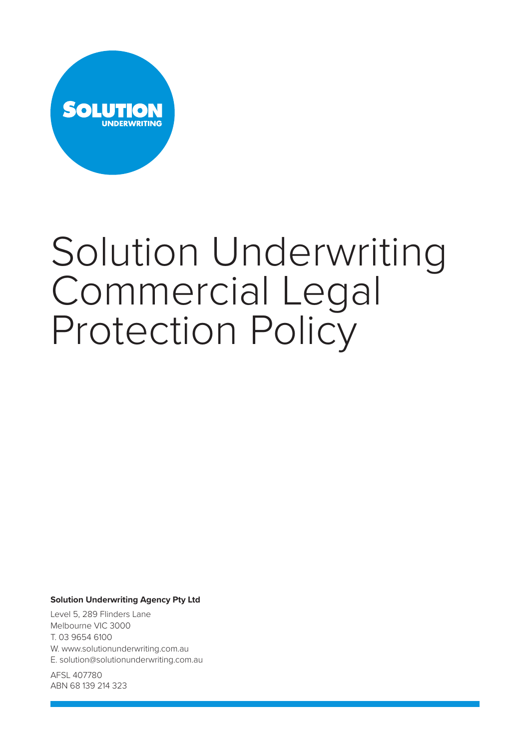SOLUTION UNDERWRITING

# Solution Underwriting Commercial Legal Protection Policy

**Solution Underwriting Agency Pty Ltd**

Level 5, 289 Flinders Lane
Melbourne VIC 3000
T. 03 9654 6100
W. www.solutionunderwriting.com.au
E. solution@solutionunderwriting.com.au

AFSL 407780
ABN 68 139 214 323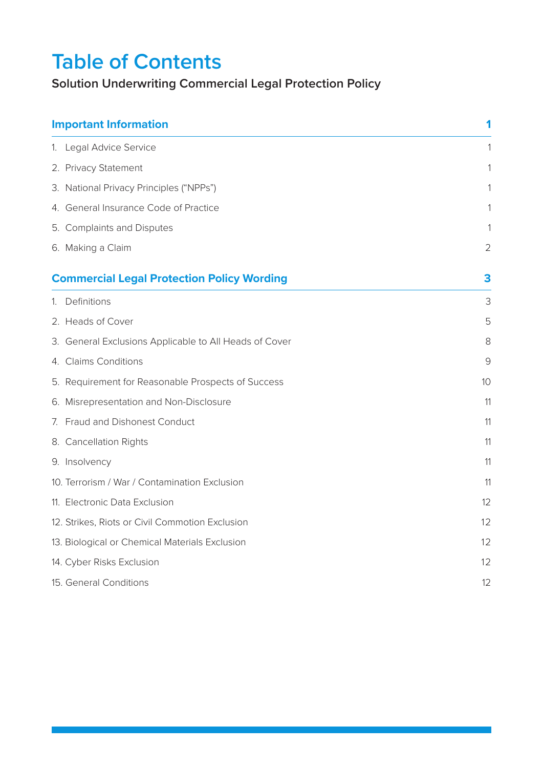# Table of Contents

## Solution Underwriting Commercial Legal Protection Policy

| **Important Information** | **1** |
|---|---|
| 1. Legal Advice Service | 1 |
| 2. Privacy Statement | 1 |
| 3. National Privacy Principles (“NPPs”) | 1 |
| 4. General Insurance Code of Practice | 1 |
| 5. Complaints and Disputes | 1 |
| 6. Making a Claim | 2 |

| **Commercial Legal Protection Policy Wording** | **3** |
|---|---|
| 1. Definitions | 3 |
| 2. Heads of Cover | 5 |
| 3. General Exclusions Applicable to All Heads of Cover | 8 |
| 4. Claims Conditions | 9 |
| 5. Requirement for Reasonable Prospects of Success | 10 |
| 6. Misrepresentation and Non-Disclosure | 11 |
| 7. Fraud and Dishonest Conduct | 11 |
| 8. Cancellation Rights | 11 |
| 9. Insolvency | 11 |
| 10. Terrorism / War / Contamination Exclusion | 11 |
| 11. Electronic Data Exclusion | 12 |
| 12. Strikes, Riots or Civil Commotion Exclusion | 12 |
| 13. Biological or Chemical Materials Exclusion | 12 |
| 14. Cyber Risks Exclusion | 12 |
| 15. General Conditions | 12 |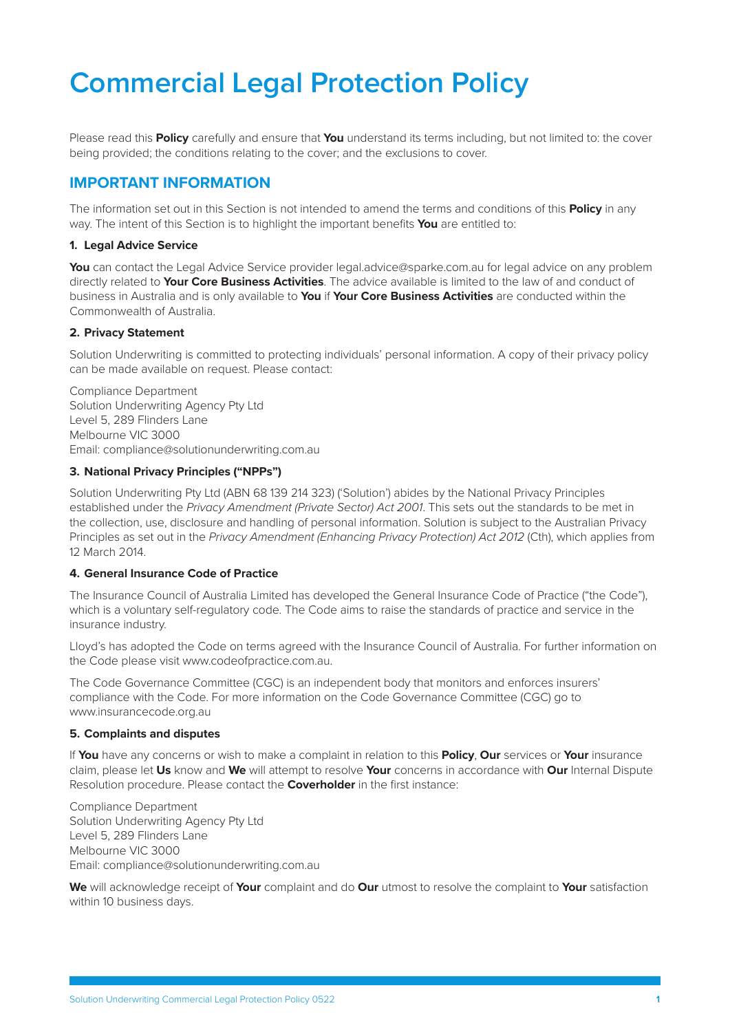# Commercial Legal Protection Policy

Please read this **Policy** carefully and ensure that **You** understand its terms including, but not limited to: the cover being provided; the conditions relating to the cover; and the exclusions to cover.

## IMPORTANT INFORMATION

The information set out in this Section is not intended to amend the terms and conditions of this **Policy** in any way. The intent of this Section is to highlight the important benefits **You** are entitled to:

**1. Legal Advice Service**

**You** can contact the Legal Advice Service provider legal.advice@sparke.com.au for legal advice on any problem directly related to **Your Core Business Activities**. The advice available is limited to the law of and conduct of business in Australia and is only available to **You** if **Your Core Business Activities** are conducted within the Commonwealth of Australia.

**2. Privacy Statement**

Solution Underwriting is committed to protecting individuals' personal information. A copy of their privacy policy can be made available on request. Please contact:

Compliance Department
Solution Underwriting Agency Pty Ltd
Level 5, 289 Flinders Lane
Melbourne VIC 3000
Email: compliance@solutionunderwriting.com.au

**3. National Privacy Principles ("NPPs")**

Solution Underwriting Pty Ltd (ABN 68 139 214 323) ('Solution') abides by the National Privacy Principles established under the *Privacy Amendment (Private Sector) Act 2001*. This sets out the standards to be met in the collection, use, disclosure and handling of personal information. Solution is subject to the Australian Privacy Principles as set out in the *Privacy Amendment (Enhancing Privacy Protection) Act 2012* (Cth), which applies from 12 March 2014.

**4. General Insurance Code of Practice**

The Insurance Council of Australia Limited has developed the General Insurance Code of Practice ("the Code"), which is a voluntary self-regulatory code. The Code aims to raise the standards of practice and service in the insurance industry.

Lloyd's has adopted the Code on terms agreed with the Insurance Council of Australia. For further information on the Code please visit www.codeofpractice.com.au.

The Code Governance Committee (CGC) is an independent body that monitors and enforces insurers' compliance with the Code. For more information on the Code Governance Committee (CGC) go to www.insurancecode.org.au

**5. Complaints and disputes**

If **You** have any concerns or wish to make a complaint in relation to this **Policy**, **Our** services or **Your** insurance claim, please let **Us** know and **We** will attempt to resolve **Your** concerns in accordance with **Our** Internal Dispute Resolution procedure. Please contact the **Coverholder** in the first instance:

Compliance Department
Solution Underwriting Agency Pty Ltd
Level 5, 289 Flinders Lane
Melbourne VIC 3000
Email: compliance@solutionunderwriting.com.au

**We** will acknowledge receipt of **Your** complaint and do **Our** utmost to resolve the complaint to **Your** satisfaction within 10 business days.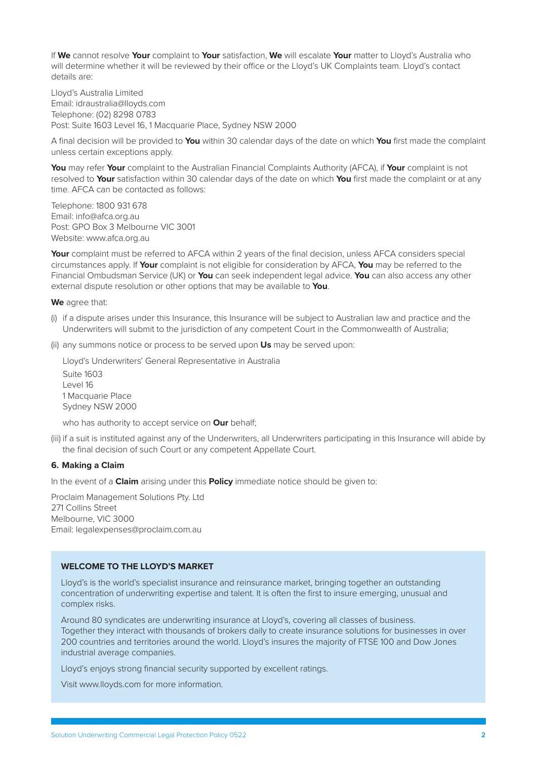If **We** cannot resolve **Your** complaint to **Your** satisfaction, **We** will escalate **Your** matter to Lloyd's Australia who will determine whether it will be reviewed by their office or the Lloyd's UK Complaints team. Lloyd's contact details are:

Lloyd's Australia Limited
Email: idraustralia@lloyds.com
Telephone: (02) 8298 0783
Post: Suite 1603 Level 16, 1 Macquarie Place, Sydney NSW 2000

A final decision will be provided to **You** within 30 calendar days of the date on which **You** first made the complaint unless certain exceptions apply.

**You** may refer **Your** complaint to the Australian Financial Complaints Authority (AFCA), if **Your** complaint is not resolved to **Your** satisfaction within 30 calendar days of the date on which **You** first made the complaint or at any time. AFCA can be contacted as follows:

Telephone: 1800 931 678
Email: info@afca.org.au
Post: GPO Box 3 Melbourne VIC 3001
Website: www.afca.org.au

**Your** complaint must be referred to AFCA within 2 years of the final decision, unless AFCA considers special circumstances apply. If **Your** complaint is not eligible for consideration by AFCA, **You** may be referred to the Financial Ombudsman Service (UK) or **You** can seek independent legal advice. **You** can also access any other external dispute resolution or other options that may be available to **You**.

**We** agree that:

(i) if a dispute arises under this Insurance, this Insurance will be subject to Australian law and practice and the Underwriters will submit to the jurisdiction of any competent Court in the Commonwealth of Australia;

(ii) any summons notice or process to be served upon **Us** may be served upon:

Lloyd's Underwriters' General Representative in Australia
Suite 1603
Level 16
1 Macquarie Place
Sydney NSW 2000

who has authority to accept service on **Our** behalf;

(iii) if a suit is instituted against any of the Underwriters, all Underwriters participating in this Insurance will abide by the final decision of such Court or any competent Appellate Court.

### 6. Making a Claim

In the event of a **Claim** arising under this **Policy** immediate notice should be given to:

Proclaim Management Solutions Pty. Ltd
271 Collins Street
Melbourne, VIC 3000
Email: legalexpenses@proclaim.com.au

**WELCOME TO THE LLOYD'S MARKET**

Lloyd's is the world's specialist insurance and reinsurance market, bringing together an outstanding concentration of underwriting expertise and talent. It is often the first to insure emerging, unusual and complex risks.

Around 80 syndicates are underwriting insurance at Lloyd's, covering all classes of business. Together they interact with thousands of brokers daily to create insurance solutions for businesses in over 200 countries and territories around the world. Lloyd's insures the majority of FTSE 100 and Dow Jones industrial average companies.

Lloyd's enjoys strong financial security supported by excellent ratings.

Visit www.lloyds.com for more information.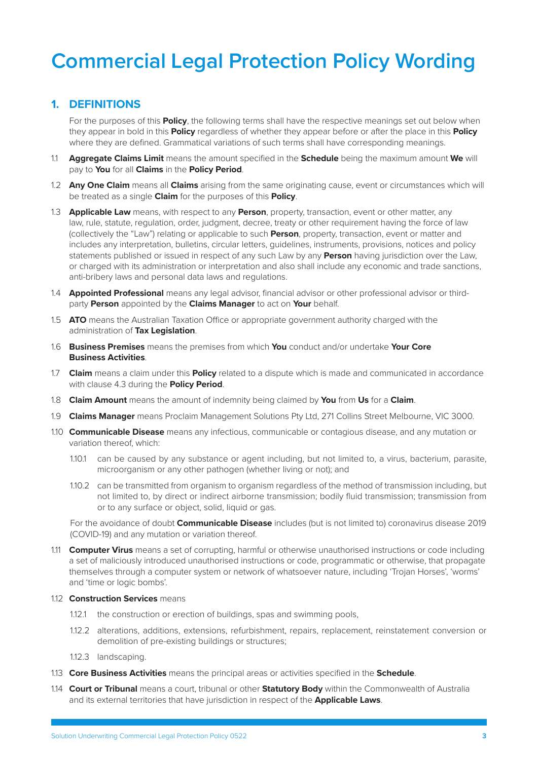# Commercial Legal Protection Policy Wording

## 1. DEFINITIONS

For the purposes of this **Policy**, the following terms shall have the respective meanings set out below when they appear in bold in this **Policy** regardless of whether they appear before or after the place in this **Policy** where they are defined. Grammatical variations of such terms shall have corresponding meanings.

1.1 **Aggregate Claims Limit** means the amount specified in the **Schedule** being the maximum amount **We** will pay to **You** for all **Claims** in the **Policy Period**.

1.2 **Any One Claim** means all **Claims** arising from the same originating cause, event or circumstances which will be treated as a single **Claim** for the purposes of this **Policy**.

1.3 **Applicable Law** means, with respect to any **Person**, property, transaction, event or other matter, any law, rule, statute, regulation, order, judgment, decree, treaty or other requirement having the force of law (collectively the "Law") relating or applicable to such **Person**, property, transaction, event or matter and includes any interpretation, bulletins, circular letters, guidelines, instruments, provisions, notices and policy statements published or issued in respect of any such Law by any **Person** having jurisdiction over the Law, or charged with its administration or interpretation and also shall include any economic and trade sanctions, anti-bribery laws and personal data laws and regulations.

1.4 **Appointed Professional** means any legal advisor, financial advisor or other professional advisor or third-party **Person** appointed by the **Claims Manager** to act on **Your** behalf.

1.5 **ATO** means the Australian Taxation Office or appropriate government authority charged with the administration of **Tax Legislation**.

1.6 **Business Premises** means the premises from which **You** conduct and/or undertake **Your Core Business Activities**.

1.7 **Claim** means a claim under this **Policy** related to a dispute which is made and communicated in accordance with clause 4.3 during the **Policy Period**.

1.8 **Claim Amount** means the amount of indemnity being claimed by **You** from **Us** for a **Claim**.

1.9 **Claims Manager** means Proclaim Management Solutions Pty Ltd, 271 Collins Street Melbourne, VIC 3000.

1.10 **Communicable Disease** means any infectious, communicable or contagious disease, and any mutation or variation thereof, which:

1.10.1 can be caused by any substance or agent including, but not limited to, a virus, bacterium, parasite, microorganism or any other pathogen (whether living or not); and

1.10.2 can be transmitted from organism to organism regardless of the method of transmission including, but not limited to, by direct or indirect airborne transmission; bodily fluid transmission; transmission from or to any surface or object, solid, liquid or gas.

For the avoidance of doubt **Communicable Disease** includes (but is not limited to) coronavirus disease 2019 (COVID-19) and any mutation or variation thereof.

1.11 **Computer Virus** means a set of corrupting, harmful or otherwise unauthorised instructions or code including a set of maliciously introduced unauthorised instructions or code, programmatic or otherwise, that propagate themselves through a computer system or network of whatsoever nature, including 'Trojan Horses', 'worms' and 'time or logic bombs'.

1.12 **Construction Services** means

1.12.1 the construction or erection of buildings, spas and swimming pools,

1.12.2 alterations, additions, extensions, refurbishment, repairs, replacement, reinstatement conversion or demolition of pre-existing buildings or structures;

1.12.3 landscaping.

1.13 **Core Business Activities** means the principal areas or activities specified in the **Schedule**.

1.14 **Court or Tribunal** means a court, tribunal or other **Statutory Body** within the Commonwealth of Australia and its external territories that have jurisdiction in respect of the **Applicable Laws**.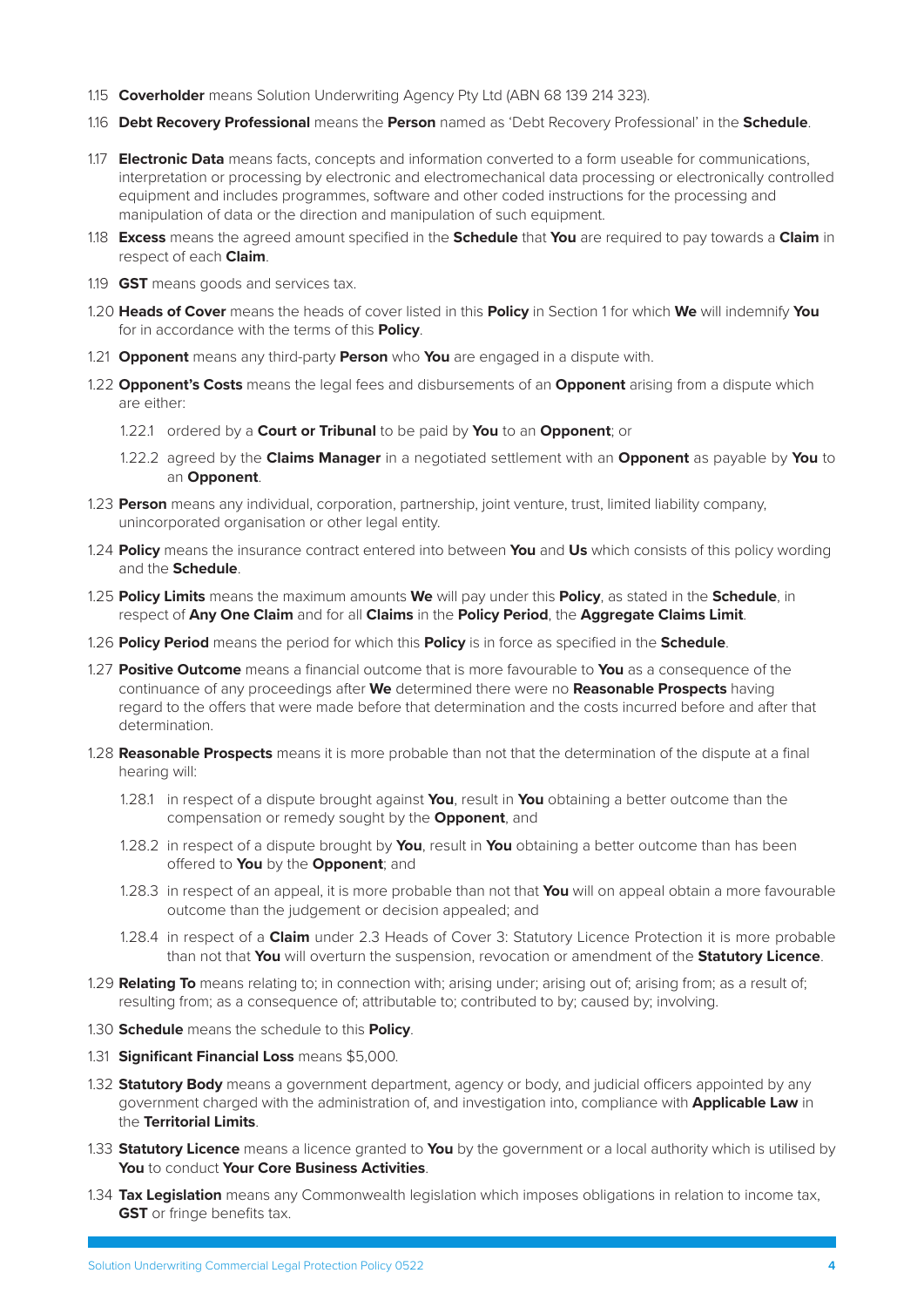1.15 **Coverholder** means Solution Underwriting Agency Pty Ltd (ABN 68 139 214 323).

1.16 **Debt Recovery Professional** means the **Person** named as 'Debt Recovery Professional' in the **Schedule**.

1.17 **Electronic Data** means facts, concepts and information converted to a form useable for communications, interpretation or processing by electronic and electromechanical data processing or electronically controlled equipment and includes programmes, software and other coded instructions for the processing and manipulation of data or the direction and manipulation of such equipment.

1.18 **Excess** means the agreed amount specified in the **Schedule** that **You** are required to pay towards a **Claim** in respect of each **Claim**.

1.19 **GST** means goods and services tax.

1.20 **Heads of Cover** means the heads of cover listed in this **Policy** in Section 1 for which **We** will indemnify **You** for in accordance with the terms of this **Policy**.

1.21 **Opponent** means any third-party **Person** who **You** are engaged in a dispute with.

1.22 **Opponent's Costs** means the legal fees and disbursements of an **Opponent** arising from a dispute which are either:

1.22.1 ordered by a **Court or Tribunal** to be paid by **You** to an **Opponent**; or

1.22.2 agreed by the **Claims Manager** in a negotiated settlement with an **Opponent** as payable by **You** to an **Opponent**.

1.23 **Person** means any individual, corporation, partnership, joint venture, trust, limited liability company, unincorporated organisation or other legal entity.

1.24 **Policy** means the insurance contract entered into between **You** and **Us** which consists of this policy wording and the **Schedule**.

1.25 **Policy Limits** means the maximum amounts **We** will pay under this **Policy**, as stated in the **Schedule**, in respect of **Any One Claim** and for all **Claims** in the **Policy Period**, the **Aggregate Claims Limit**.

1.26 **Policy Period** means the period for which this **Policy** is in force as specified in the **Schedule**.

1.27 **Positive Outcome** means a financial outcome that is more favourable to **You** as a consequence of the continuance of any proceedings after **We** determined there were no **Reasonable Prospects** having regard to the offers that were made before that determination and the costs incurred before and after that determination.

1.28 **Reasonable Prospects** means it is more probable than not that the determination of the dispute at a final hearing will:

1.28.1 in respect of a dispute brought against **You**, result in **You** obtaining a better outcome than the compensation or remedy sought by the **Opponent**, and

1.28.2 in respect of a dispute brought by **You**, result in **You** obtaining a better outcome than has been offered to **You** by the **Opponent**; and

1.28.3 in respect of an appeal, it is more probable than not that **You** will on appeal obtain a more favourable outcome than the judgement or decision appealed; and

1.28.4 in respect of a **Claim** under 2.3 Heads of Cover 3: Statutory Licence Protection it is more probable than not that **You** will overturn the suspension, revocation or amendment of the **Statutory Licence**.

1.29 **Relating To** means relating to; in connection with; arising under; arising out of; arising from; as a result of; resulting from; as a consequence of; attributable to; contributed to by; caused by; involving.

1.30 **Schedule** means the schedule to this **Policy**.

1.31 **Significant Financial Loss** means $5,000.

1.32 **Statutory Body** means a government department, agency or body, and judicial officers appointed by any government charged with the administration of, and investigation into, compliance with **Applicable Law** in the **Territorial Limits**.

1.33 **Statutory Licence** means a licence granted to **You** by the government or a local authority which is utilised by **You** to conduct **Your Core Business Activities**.

1.34 **Tax Legislation** means any Commonwealth legislation which imposes obligations in relation to income tax, **GST** or fringe benefits tax.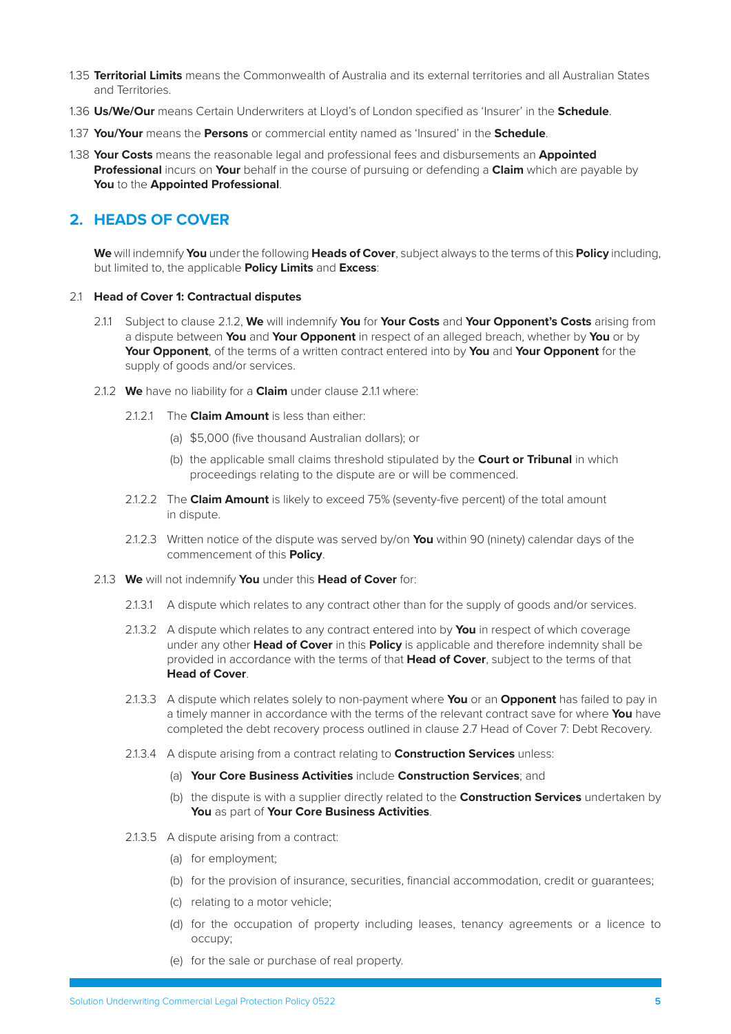1.35 **Territorial Limits** means the Commonwealth of Australia and its external territories and all Australian States and Territories.

1.36 **Us/We/Our** means Certain Underwriters at Lloyd's of London specified as 'Insurer' in the **Schedule**.

1.37 **You/Your** means the **Persons** or commercial entity named as 'Insured' in the **Schedule**.

1.38 **Your Costs** means the reasonable legal and professional fees and disbursements an **Appointed Professional** incurs on **Your** behalf in the course of pursuing or defending a **Claim** which are payable by **You** to the **Appointed Professional**.

## 2. HEADS OF COVER

**We** will indemnify **You** under the following **Heads of Cover**, subject always to the terms of this **Policy** including, but limited to, the applicable **Policy Limits** and **Excess**:

2.1 **Head of Cover 1: Contractual disputes**

2.1.1 Subject to clause 2.1.2, **We** will indemnify **You** for **Your Costs** and **Your Opponent's Costs** arising from a dispute between **You** and **Your Opponent** in respect of an alleged breach, whether by **You** or by **Your Opponent**, of the terms of a written contract entered into by **You** and **Your Opponent** for the supply of goods and/or services.

2.1.2 **We** have no liability for a **Claim** under clause 2.1.1 where:

2.1.2.1 The **Claim Amount** is less than either:

(a) $5,000 (five thousand Australian dollars); or

(b) the applicable small claims threshold stipulated by the **Court or Tribunal** in which proceedings relating to the dispute are or will be commenced.

2.1.2.2 The **Claim Amount** is likely to exceed 75% (seventy-five percent) of the total amount in dispute.

2.1.2.3 Written notice of the dispute was served by/on **You** within 90 (ninety) calendar days of the commencement of this **Policy**.

2.1.3 **We** will not indemnify **You** under this **Head of Cover** for:

2.1.3.1 A dispute which relates to any contract other than for the supply of goods and/or services.

2.1.3.2 A dispute which relates to any contract entered into by **You** in respect of which coverage under any other **Head of Cover** in this **Policy** is applicable and therefore indemnity shall be provided in accordance with the terms of that **Head of Cover**, subject to the terms of that **Head of Cover**.

2.1.3.3 A dispute which relates solely to non-payment where **You** or an **Opponent** has failed to pay in a timely manner in accordance with the terms of the relevant contract save for where **You** have completed the debt recovery process outlined in clause 2.7 Head of Cover 7: Debt Recovery.

2.1.3.4 A dispute arising from a contract relating to **Construction Services** unless:

(a) **Your Core Business Activities** include **Construction Services**; and

(b) the dispute is with a supplier directly related to the **Construction Services** undertaken by **You** as part of **Your Core Business Activities**.

2.1.3.5 A dispute arising from a contract:

(a) for employment;

(b) for the provision of insurance, securities, financial accommodation, credit or guarantees;

(c) relating to a motor vehicle;

(d) for the occupation of property including leases, tenancy agreements or a licence to occupy;

(e) for the sale or purchase of real property.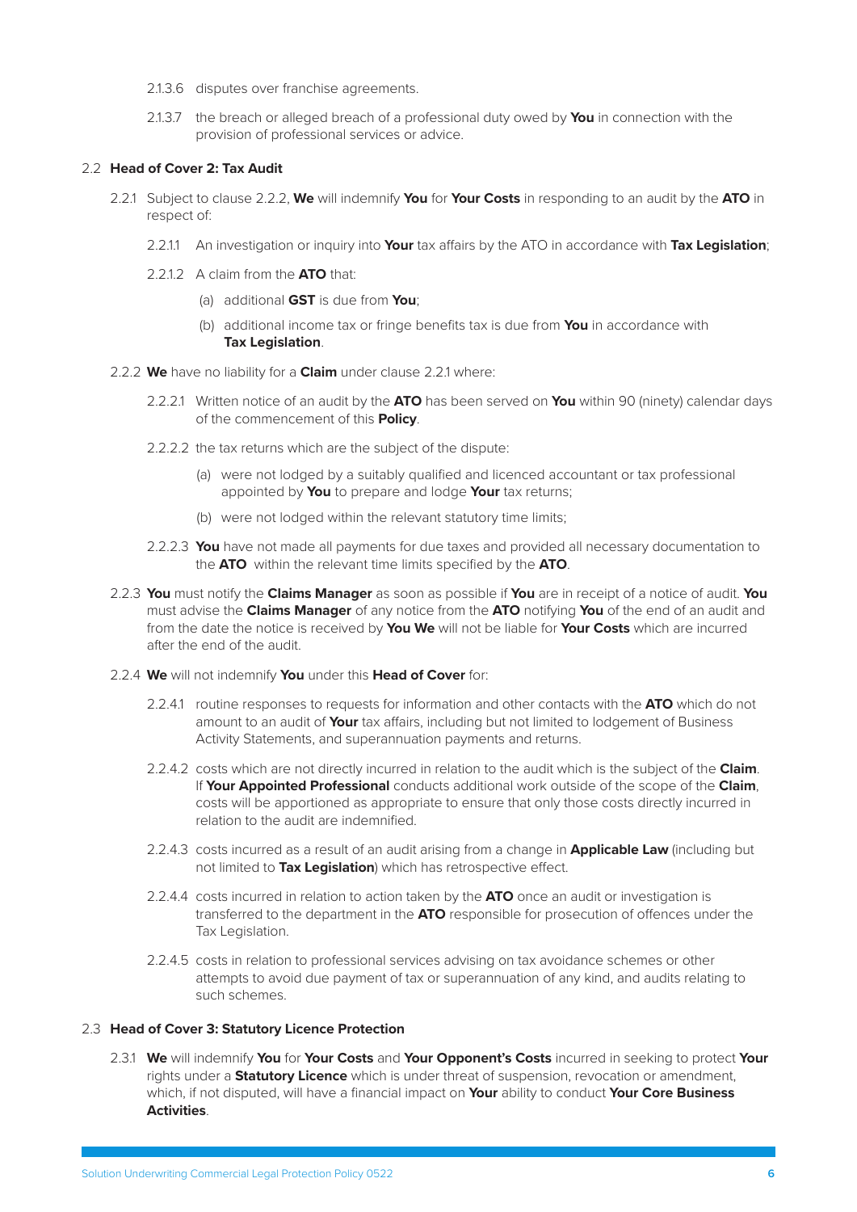2.1.3.6 disputes over franchise agreements.

2.1.3.7 the breach or alleged breach of a professional duty owed by **You** in connection with the provision of professional services or advice.

## 2.2 Head of Cover 2: Tax Audit

2.2.1 Subject to clause 2.2.2, **We** will indemnify **You** for **Your Costs** in responding to an audit by the **ATO** in respect of:

2.2.1.1 An investigation or inquiry into **Your** tax affairs by the ATO in accordance with **Tax Legislation**;

2.2.1.2 A claim from the **ATO** that:

(a) additional **GST** is due from **You**;

(b) additional income tax or fringe benefits tax is due from **You** in accordance with **Tax Legislation**.

2.2.2 **We** have no liability for a **Claim** under clause 2.2.1 where:

2.2.2.1 Written notice of an audit by the **ATO** has been served on **You** within 90 (ninety) calendar days of the commencement of this **Policy**.

2.2.2.2 the tax returns which are the subject of the dispute:

(a) were not lodged by a suitably qualified and licenced accountant or tax professional appointed by **You** to prepare and lodge **Your** tax returns;

(b) were not lodged within the relevant statutory time limits;

2.2.2.3 **You** have not made all payments for due taxes and provided all necessary documentation to the **ATO** within the relevant time limits specified by the **ATO**.

2.2.3 **You** must notify the **Claims Manager** as soon as possible if **You** are in receipt of a notice of audit. **You** must advise the **Claims Manager** of any notice from the **ATO** notifying **You** of the end of an audit and from the date the notice is received by **You We** will not be liable for **Your Costs** which are incurred after the end of the audit.

2.2.4 **We** will not indemnify **You** under this **Head of Cover** for:

2.2.4.1 routine responses to requests for information and other contacts with the **ATO** which do not amount to an audit of **Your** tax affairs, including but not limited to lodgement of Business Activity Statements, and superannuation payments and returns.

2.2.4.2 costs which are not directly incurred in relation to the audit which is the subject of the **Claim**. If **Your Appointed Professional** conducts additional work outside of the scope of the **Claim**, costs will be apportioned as appropriate to ensure that only those costs directly incurred in relation to the audit are indemnified.

2.2.4.3 costs incurred as a result of an audit arising from a change in **Applicable Law** (including but not limited to **Tax Legislation**) which has retrospective effect.

2.2.4.4 costs incurred in relation to action taken by the **ATO** once an audit or investigation is transferred to the department in the **ATO** responsible for prosecution of offences under the Tax Legislation.

2.2.4.5 costs in relation to professional services advising on tax avoidance schemes or other attempts to avoid due payment of tax or superannuation of any kind, and audits relating to such schemes.

## 2.3 Head of Cover 3: Statutory Licence Protection

2.3.1 **We** will indemnify **You** for **Your Costs** and **Your Opponent's Costs** incurred in seeking to protect **Your** rights under a **Statutory Licence** which is under threat of suspension, revocation or amendment, which, if not disputed, will have a financial impact on **Your** ability to conduct **Your Core Business Activities**.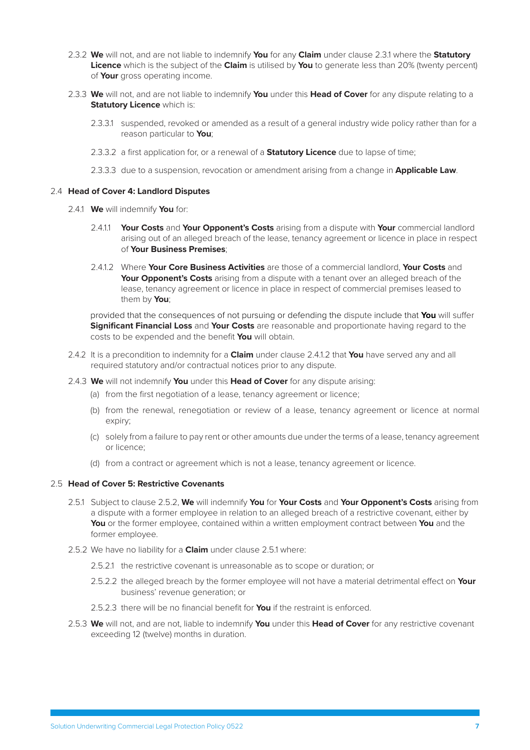2.3.2 **We** will not, and are not liable to indemnify **You** for any **Claim** under clause 2.3.1 where the **Statutory Licence** which is the subject of the **Claim** is utilised by **You** to generate less than 20% (twenty percent) of **Your** gross operating income.

2.3.3 **We** will not, and are not liable to indemnify **You** under this **Head of Cover** for any dispute relating to a **Statutory Licence** which is:

2.3.3.1 suspended, revoked or amended as a result of a general industry wide policy rather than for a reason particular to **You**;

2.3.3.2 a first application for, or a renewal of a **Statutory Licence** due to lapse of time;

2.3.3.3 due to a suspension, revocation or amendment arising from a change in **Applicable Law**.

## 2.4 Head of Cover 4: Landlord Disputes

2.4.1 **We** will indemnify **You** for:

2.4.1.1 **Your Costs** and **Your Opponent's Costs** arising from a dispute with **Your** commercial landlord arising out of an alleged breach of the lease, tenancy agreement or licence in place in respect of **Your Business Premises**;

2.4.1.2 Where **Your Core Business Activities** are those of a commercial landlord, **Your Costs** and **Your Opponent's Costs** arising from a dispute with a tenant over an alleged breach of the lease, tenancy agreement or licence in place in respect of commercial premises leased to them by **You**;

provided that the consequences of not pursuing or defending the dispute include that **You** will suffer **Significant Financial Loss** and **Your Costs** are reasonable and proportionate having regard to the costs to be expended and the benefit **You** will obtain.

2.4.2 It is a precondition to indemnity for a **Claim** under clause 2.4.1.2 that **You** have served any and all required statutory and/or contractual notices prior to any dispute.

2.4.3 **We** will not indemnify **You** under this **Head of Cover** for any dispute arising:

(a) from the first negotiation of a lease, tenancy agreement or licence;

(b) from the renewal, renegotiation or review of a lease, tenancy agreement or licence at normal expiry;

(c) solely from a failure to pay rent or other amounts due under the terms of a lease, tenancy agreement or licence;

(d) from a contract or agreement which is not a lease, tenancy agreement or licence.

## 2.5 Head of Cover 5: Restrictive Covenants

2.5.1 Subject to clause 2.5.2, **We** will indemnify **You** for **Your Costs** and **Your Opponent's Costs** arising from a dispute with a former employee in relation to an alleged breach of a restrictive covenant, either by **You** or the former employee, contained within a written employment contract between **You** and the former employee.

2.5.2 We have no liability for a **Claim** under clause 2.5.1 where:

2.5.2.1 the restrictive covenant is unreasonable as to scope or duration; or

2.5.2.2 the alleged breach by the former employee will not have a material detrimental effect on **Your** business' revenue generation; or

2.5.2.3 there will be no financial benefit for **You** if the restraint is enforced.

2.5.3 **We** will not, and are not, liable to indemnify **You** under this **Head of Cover** for any restrictive covenant exceeding 12 (twelve) months in duration.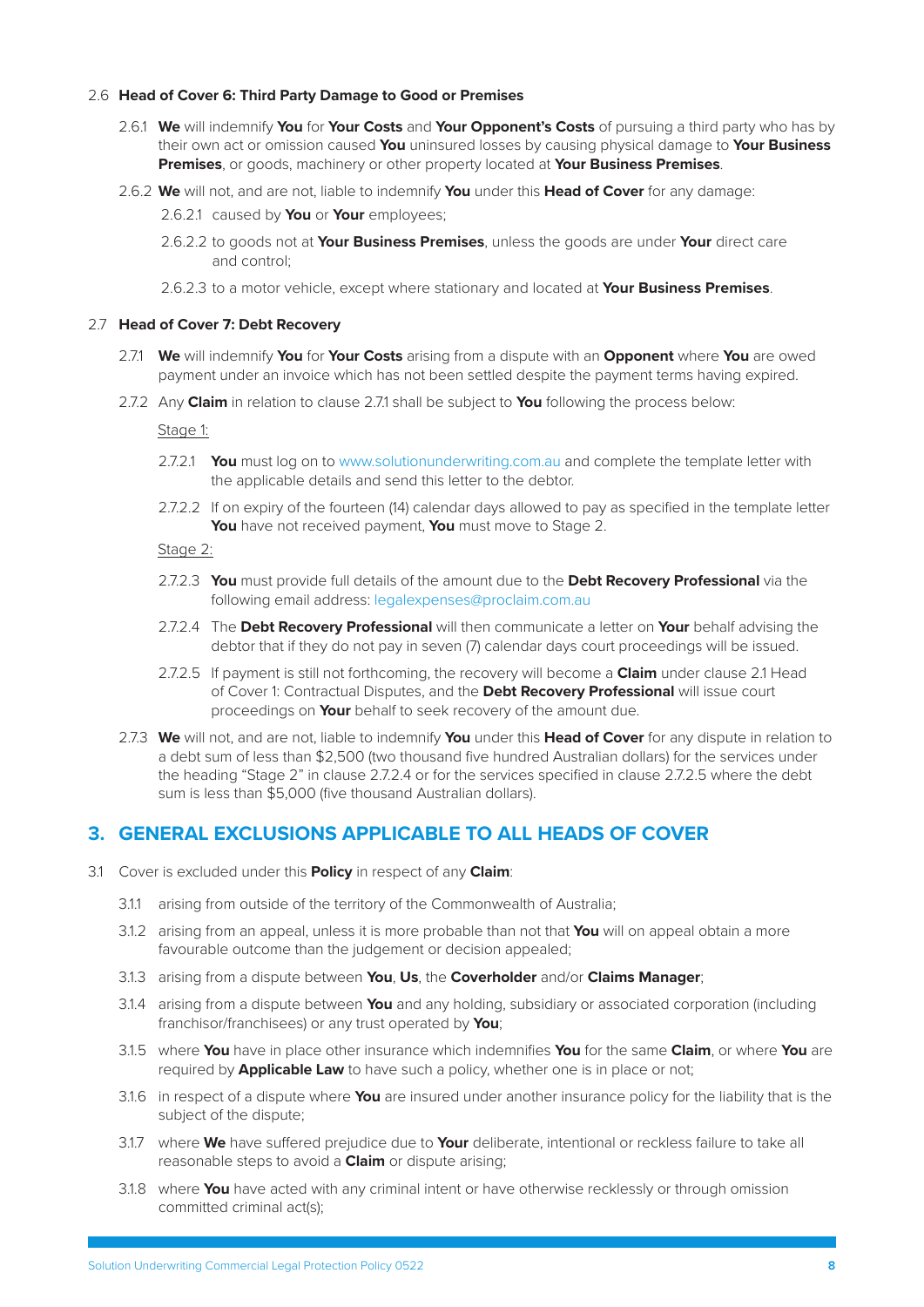2.6 **Head of Cover 6: Third Party Damage to Good or Premises**

2.6.1 **We** will indemnify **You** for **Your Costs** and **Your Opponent's Costs** of pursuing a third party who has by their own act or omission caused **You** uninsured losses by causing physical damage to **Your Business Premises**, or goods, machinery or other property located at **Your Business Premises**.

2.6.2 **We** will not, and are not, liable to indemnify **You** under this **Head of Cover** for any damage:

2.6.2.1 caused by **You** or **Your** employees;

2.6.2.2 to goods not at **Your Business Premises**, unless the goods are under **Your** direct care and control;

2.6.2.3 to a motor vehicle, except where stationary and located at **Your Business Premises**.

2.7 **Head of Cover 7: Debt Recovery**

2.7.1 **We** will indemnify **You** for **Your Costs** arising from a dispute with an **Opponent** where **You** are owed payment under an invoice which has not been settled despite the payment terms having expired.

2.7.2 Any **Claim** in relation to clause 2.7.1 shall be subject to **You** following the process below:

Stage 1:

2.7.2.1 **You** must log on to www.solutionunderwriting.com.au and complete the template letter with the applicable details and send this letter to the debtor.

2.7.2.2 If on expiry of the fourteen (14) calendar days allowed to pay as specified in the template letter **You** have not received payment, **You** must move to Stage 2.

Stage 2:

2.7.2.3 **You** must provide full details of the amount due to the **Debt Recovery Professional** via the following email address: legalexpenses@proclaim.com.au

2.7.2.4 The **Debt Recovery Professional** will then communicate a letter on **Your** behalf advising the debtor that if they do not pay in seven (7) calendar days court proceedings will be issued.

2.7.2.5 If payment is still not forthcoming, the recovery will become a **Claim** under clause 2.1 Head of Cover 1: Contractual Disputes, and the **Debt Recovery Professional** will issue court proceedings on **Your** behalf to seek recovery of the amount due.

2.7.3 **We** will not, and are not, liable to indemnify **You** under this **Head of Cover** for any dispute in relation to a debt sum of less than $2,500 (two thousand five hundred Australian dollars) for the services under the heading "Stage 2" in clause 2.7.2.4 or for the services specified in clause 2.7.2.5 where the debt sum is less than $5,000 (five thousand Australian dollars).

## 3. GENERAL EXCLUSIONS APPLICABLE TO ALL HEADS OF COVER

3.1 Cover is excluded under this **Policy** in respect of any **Claim**:

3.1.1 arising from outside of the territory of the Commonwealth of Australia;

3.1.2 arising from an appeal, unless it is more probable than not that **You** will on appeal obtain a more favourable outcome than the judgement or decision appealed;

3.1.3 arising from a dispute between **You**, **Us**, the **Coverholder** and/or **Claims Manager**;

3.1.4 arising from a dispute between **You** and any holding, subsidiary or associated corporation (including franchisor/franchisees) or any trust operated by **You**;

3.1.5 where **You** have in place other insurance which indemnifies **You** for the same **Claim**, or where **You** are required by **Applicable Law** to have such a policy, whether one is in place or not;

3.1.6 in respect of a dispute where **You** are insured under another insurance policy for the liability that is the subject of the dispute;

3.1.7 where **We** have suffered prejudice due to **Your** deliberate, intentional or reckless failure to take all reasonable steps to avoid a **Claim** or dispute arising;

3.1.8 where **You** have acted with any criminal intent or have otherwise recklessly or through omission committed criminal act(s);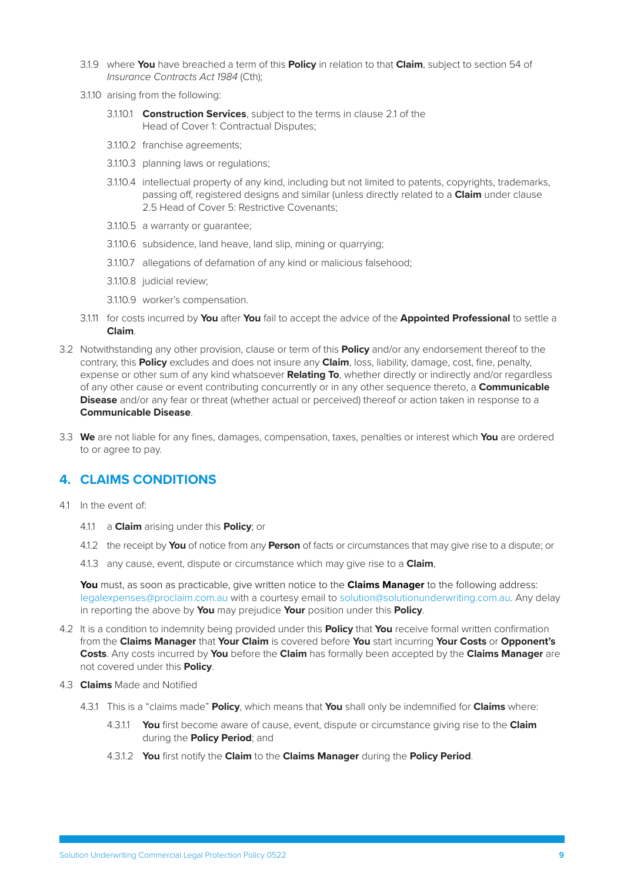3.1.9 where **You** have breached a term of this **Policy** in relation to that **Claim**, subject to section 54 of *Insurance Contracts Act 1984* (Cth);

3.1.10 arising from the following:

3.1.10.1 **Construction Services**, subject to the terms in clause 2.1 of the Head of Cover 1: Contractual Disputes;

3.1.10.2 franchise agreements;

3.1.10.3 planning laws or regulations;

3.1.10.4 intellectual property of any kind, including but not limited to patents, copyrights, trademarks, passing off, registered designs and similar (unless directly related to a **Claim** under clause 2.5 Head of Cover 5: Restrictive Covenants;

3.1.10.5 a warranty or guarantee;

3.1.10.6 subsidence, land heave, land slip, mining or quarrying;

3.1.10.7 allegations of defamation of any kind or malicious falsehood;

3.1.10.8 judicial review;

3.1.10.9 worker's compensation.

3.1.11 for costs incurred by **You** after **You** fail to accept the advice of the **Appointed Professional** to settle a **Claim**.

3.2 Notwithstanding any other provision, clause or term of this **Policy** and/or any endorsement thereof to the contrary, this **Policy** excludes and does not insure any **Claim**, loss, liability, damage, cost, fine, penalty, expense or other sum of any kind whatsoever **Relating To**, whether directly or indirectly and/or regardless of any other cause or event contributing concurrently or in any other sequence thereto, a **Communicable Disease** and/or any fear or threat (whether actual or perceived) thereof or action taken in response to a **Communicable Disease**.

3.3 **We** are not liable for any fines, damages, compensation, taxes, penalties or interest which **You** are ordered to or agree to pay.

## 4. CLAIMS CONDITIONS

4.1 In the event of:

4.1.1 a **Claim** arising under this **Policy**; or

4.1.2 the receipt by **You** of notice from any **Person** of facts or circumstances that may give rise to a dispute; or

4.1.3 any cause, event, dispute or circumstance which may give rise to a **Claim**,

**You** must, as soon as practicable, give written notice to the **Claims Manager** to the following address: legalexpenses@proclaim.com.au with a courtesy email to solution@solutionunderwriting.com.au. Any delay in reporting the above by **You** may prejudice **Your** position under this **Policy**.

4.2 It is a condition to indemnity being provided under this **Policy** that **You** receive formal written confirmation from the **Claims Manager** that **Your Claim** is covered before **You** start incurring **Your Costs** or **Opponent's Costs**. Any costs incurred by **You** before the **Claim** has formally been accepted by the **Claims Manager** are not covered under this **Policy**.

4.3 **Claims** Made and Notified

4.3.1 This is a "claims made" **Policy**, which means that **You** shall only be indemnified for **Claims** where:

4.3.1.1 **You** first become aware of cause, event, dispute or circumstance giving rise to the **Claim** during the **Policy Period**; and

4.3.1.2 **You** first notify the **Claim** to the **Claims Manager** during the **Policy Period**.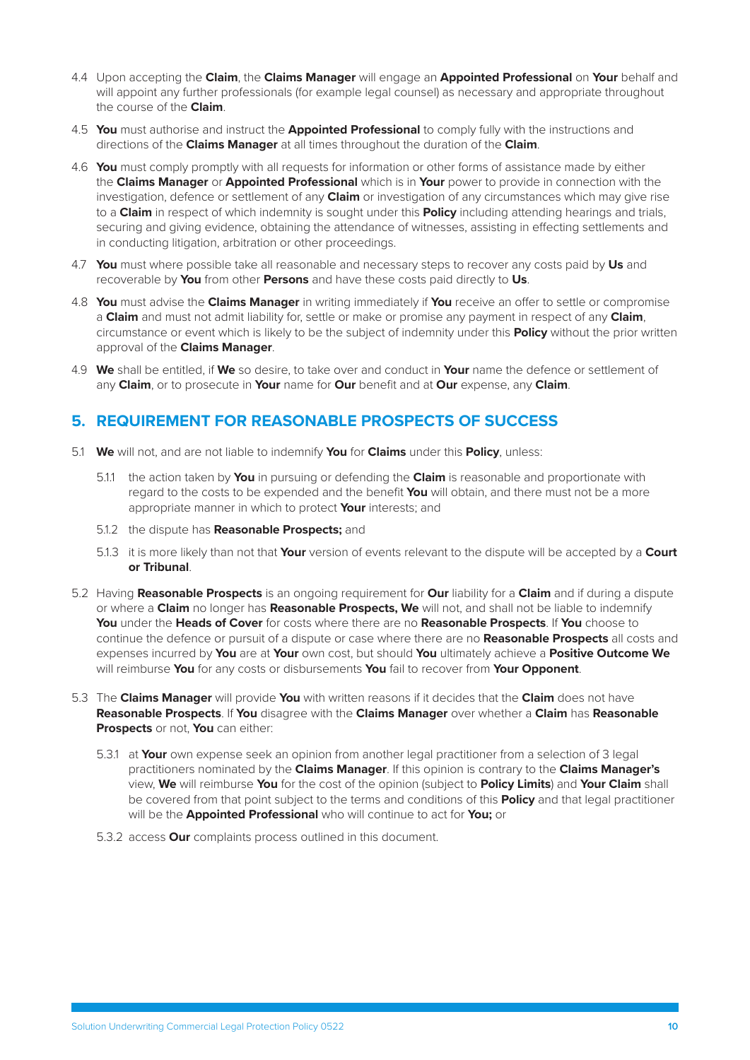4.4 Upon accepting the **Claim**, the **Claims Manager** will engage an **Appointed Professional** on **Your** behalf and will appoint any further professionals (for example legal counsel) as necessary and appropriate throughout the course of the **Claim**.

4.5 **You** must authorise and instruct the **Appointed Professional** to comply fully with the instructions and directions of the **Claims Manager** at all times throughout the duration of the **Claim**.

4.6 **You** must comply promptly with all requests for information or other forms of assistance made by either the **Claims Manager** or **Appointed Professional** which is in **Your** power to provide in connection with the investigation, defence or settlement of any **Claim** or investigation of any circumstances which may give rise to a **Claim** in respect of which indemnity is sought under this **Policy** including attending hearings and trials, securing and giving evidence, obtaining the attendance of witnesses, assisting in effecting settlements and in conducting litigation, arbitration or other proceedings.

4.7 **You** must where possible take all reasonable and necessary steps to recover any costs paid by **Us** and recoverable by **You** from other **Persons** and have these costs paid directly to **Us**.

4.8 **You** must advise the **Claims Manager** in writing immediately if **You** receive an offer to settle or compromise a **Claim** and must not admit liability for, settle or make or promise any payment in respect of any **Claim**, circumstance or event which is likely to be the subject of indemnity under this **Policy** without the prior written approval of the **Claims Manager**.

4.9 **We** shall be entitled, if **We** so desire, to take over and conduct in **Your** name the defence or settlement of any **Claim**, or to prosecute in **Your** name for **Our** benefit and at **Our** expense, any **Claim**.

## 5. REQUIREMENT FOR REASONABLE PROSPECTS OF SUCCESS

5.1 **We** will not, and are not liable to indemnify **You** for **Claims** under this **Policy**, unless:

5.1.1 the action taken by **You** in pursuing or defending the **Claim** is reasonable and proportionate with regard to the costs to be expended and the benefit **You** will obtain, and there must not be a more appropriate manner in which to protect **Your** interests; and

5.1.2 the dispute has **Reasonable Prospects;** and

5.1.3 it is more likely than not that **Your** version of events relevant to the dispute will be accepted by a **Court or Tribunal**.

5.2 Having **Reasonable Prospects** is an ongoing requirement for **Our** liability for a **Claim** and if during a dispute or where a **Claim** no longer has **Reasonable Prospects, We** will not, and shall not be liable to indemnify **You** under the **Heads of Cover** for costs where there are no **Reasonable Prospects**. If **You** choose to continue the defence or pursuit of a dispute or case where there are no **Reasonable Prospects** all costs and expenses incurred by **You** are at **Your** own cost, but should **You** ultimately achieve a **Positive Outcome We** will reimburse **You** for any costs or disbursements **You** fail to recover from **Your Opponent**.

5.3 The **Claims Manager** will provide **You** with written reasons if it decides that the **Claim** does not have **Reasonable Prospects**. If **You** disagree with the **Claims Manager** over whether a **Claim** has **Reasonable Prospects** or not, **You** can either:

5.3.1 at **Your** own expense seek an opinion from another legal practitioner from a selection of 3 legal practitioners nominated by the **Claims Manager**. If this opinion is contrary to the **Claims Manager's** view, **We** will reimburse **You** for the cost of the opinion (subject to **Policy Limits**) and **Your Claim** shall be covered from that point subject to the terms and conditions of this **Policy** and that legal practitioner will be the **Appointed Professional** who will continue to act for **You;** or

5.3.2 access **Our** complaints process outlined in this document.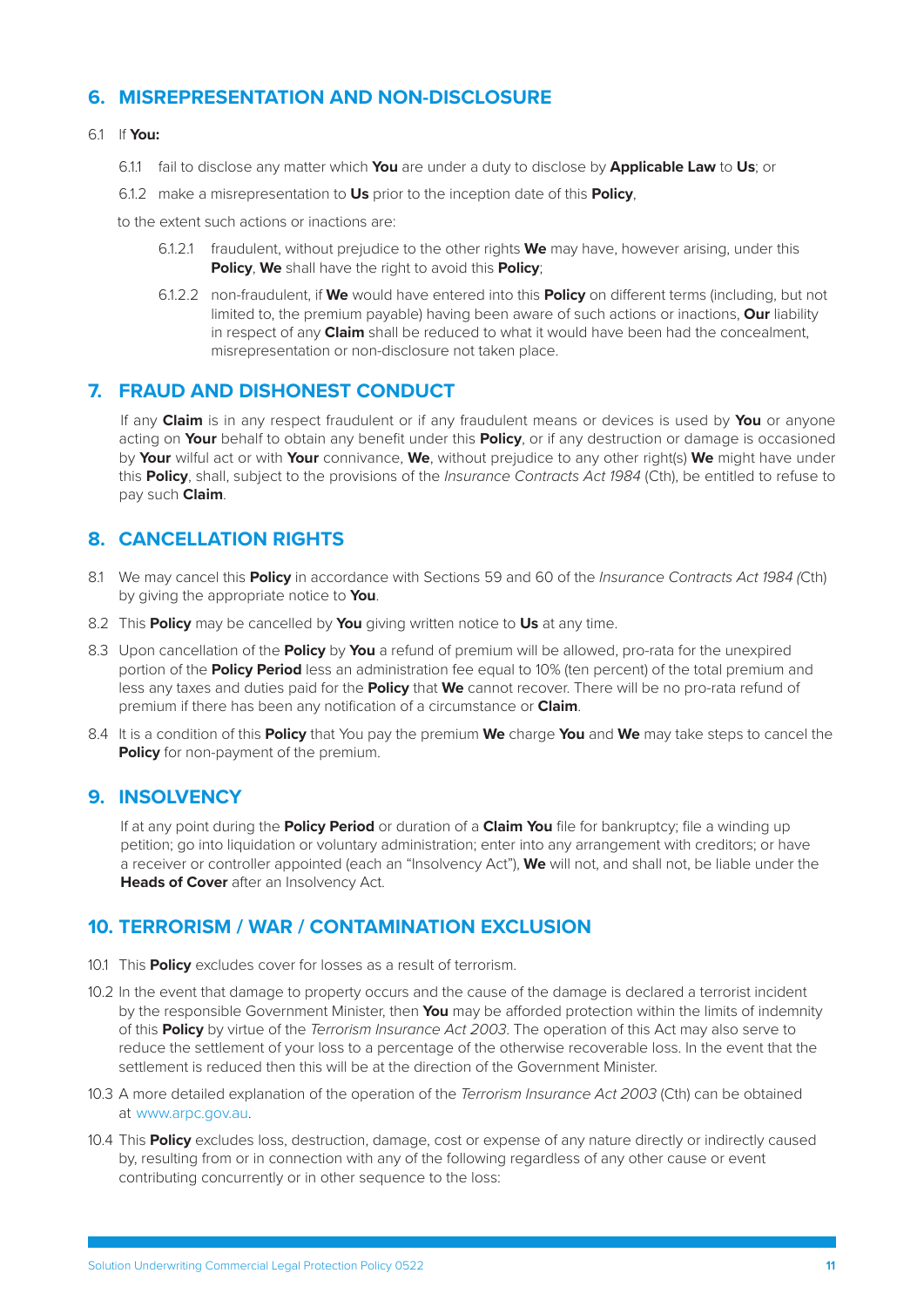## 6. MISREPRESENTATION AND NON-DISCLOSURE

6.1 If **You:**

6.1.1 fail to disclose any matter which **You** are under a duty to disclose by **Applicable Law** to **Us**; or

6.1.2 make a misrepresentation to **Us** prior to the inception date of this **Policy**,

to the extent such actions or inactions are:

6.1.2.1 fraudulent, without prejudice to the other rights **We** may have, however arising, under this **Policy**, **We** shall have the right to avoid this **Policy**;

6.1.2.2 non-fraudulent, if **We** would have entered into this **Policy** on different terms (including, but not limited to, the premium payable) having been aware of such actions or inactions, **Our** liability in respect of any **Claim** shall be reduced to what it would have been had the concealment, misrepresentation or non-disclosure not taken place.

## 7. FRAUD AND DISHONEST CONDUCT

If any **Claim** is in any respect fraudulent or if any fraudulent means or devices is used by **You** or anyone acting on **Your** behalf to obtain any benefit under this **Policy**, or if any destruction or damage is occasioned by **Your** wilful act or with **Your** connivance, **We**, without prejudice to any other right(s) **We** might have under this **Policy**, shall, subject to the provisions of the *Insurance Contracts Act 1984* (Cth), be entitled to refuse to pay such **Claim**.

## 8. CANCELLATION RIGHTS

8.1 We may cancel this **Policy** in accordance with Sections 59 and 60 of the *Insurance Contracts Act 1984 (*Cth) by giving the appropriate notice to **You**.

8.2 This **Policy** may be cancelled by **You** giving written notice to **Us** at any time.

8.3 Upon cancellation of the **Policy** by **You** a refund of premium will be allowed, pro-rata for the unexpired portion of the **Policy Period** less an administration fee equal to 10% (ten percent) of the total premium and less any taxes and duties paid for the **Policy** that **We** cannot recover. There will be no pro-rata refund of premium if there has been any notification of a circumstance or **Claim**.

8.4 It is a condition of this **Policy** that You pay the premium **We** charge **You** and **We** may take steps to cancel the **Policy** for non-payment of the premium.

## 9. INSOLVENCY

If at any point during the **Policy Period** or duration of a **Claim You** file for bankruptcy; file a winding up petition; go into liquidation or voluntary administration; enter into any arrangement with creditors; or have a receiver or controller appointed (each an "Insolvency Act"), **We** will not, and shall not, be liable under the **Heads of Cover** after an Insolvency Act.

## 10. TERRORISM / WAR / CONTAMINATION EXCLUSION

10.1 This **Policy** excludes cover for losses as a result of terrorism.

10.2 In the event that damage to property occurs and the cause of the damage is declared a terrorist incident by the responsible Government Minister, then **You** may be afforded protection within the limits of indemnity of this **Policy** by virtue of the *Terrorism Insurance Act 2003*. The operation of this Act may also serve to reduce the settlement of your loss to a percentage of the otherwise recoverable loss. In the event that the settlement is reduced then this will be at the direction of the Government Minister.

10.3 A more detailed explanation of the operation of the *Terrorism Insurance Act 2003* (Cth) can be obtained at www.arpc.gov.au.

10.4 This **Policy** excludes loss, destruction, damage, cost or expense of any nature directly or indirectly caused by, resulting from or in connection with any of the following regardless of any other cause or event contributing concurrently or in other sequence to the loss: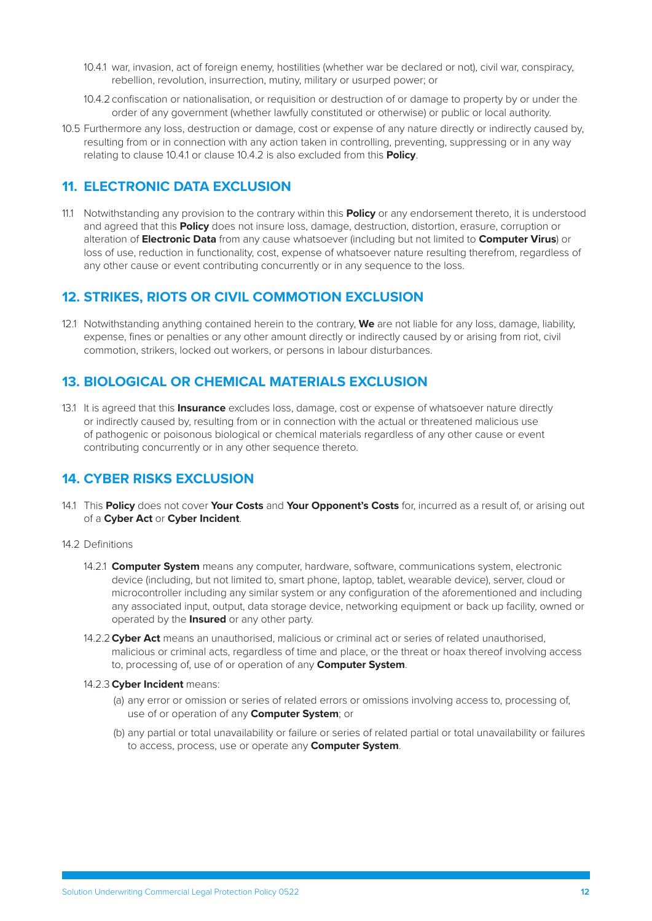10.4.1 war, invasion, act of foreign enemy, hostilities (whether war be declared or not), civil war, conspiracy, rebellion, revolution, insurrection, mutiny, military or usurped power; or

10.4.2 confiscation or nationalisation, or requisition or destruction of or damage to property by or under the order of any government (whether lawfully constituted or otherwise) or public or local authority.

10.5 Furthermore any loss, destruction or damage, cost or expense of any nature directly or indirectly caused by, resulting from or in connection with any action taken in controlling, preventing, suppressing or in any way relating to clause 10.4.1 or clause 10.4.2 is also excluded from this **Policy**.

## 11. ELECTRONIC DATA EXCLUSION

11.1 Notwithstanding any provision to the contrary within this **Policy** or any endorsement thereto, it is understood and agreed that this **Policy** does not insure loss, damage, destruction, distortion, erasure, corruption or alteration of **Electronic Data** from any cause whatsoever (including but not limited to **Computer Virus**) or loss of use, reduction in functionality, cost, expense of whatsoever nature resulting therefrom, regardless of any other cause or event contributing concurrently or in any sequence to the loss.

## 12. STRIKES, RIOTS OR CIVIL COMMOTION EXCLUSION

12.1 Notwithstanding anything contained herein to the contrary, **We** are not liable for any loss, damage, liability, expense, fines or penalties or any other amount directly or indirectly caused by or arising from riot, civil commotion, strikers, locked out workers, or persons in labour disturbances.

## 13. BIOLOGICAL OR CHEMICAL MATERIALS EXCLUSION

13.1 It is agreed that this **Insurance** excludes loss, damage, cost or expense of whatsoever nature directly or indirectly caused by, resulting from or in connection with the actual or threatened malicious use of pathogenic or poisonous biological or chemical materials regardless of any other cause or event contributing concurrently or in any other sequence thereto.

## 14. CYBER RISKS EXCLUSION

14.1 This **Policy** does not cover **Your Costs** and **Your Opponent's Costs** for, incurred as a result of, or arising out of a **Cyber Act** or **Cyber Incident**.

14.2 Definitions

14.2.1 **Computer System** means any computer, hardware, software, communications system, electronic device (including, but not limited to, smart phone, laptop, tablet, wearable device), server, cloud or microcontroller including any similar system or any configuration of the aforementioned and including any associated input, output, data storage device, networking equipment or back up facility, owned or operated by the **Insured** or any other party.

14.2.2 **Cyber Act** means an unauthorised, malicious or criminal act or series of related unauthorised, malicious or criminal acts, regardless of time and place, or the threat or hoax thereof involving access to, processing of, use of or operation of any **Computer System**.

14.2.3 **Cyber Incident** means:

(a) any error or omission or series of related errors or omissions involving access to, processing of, use of or operation of any **Computer System**; or

(b) any partial or total unavailability or failure or series of related partial or total unavailability or failures to access, process, use or operate any **Computer System**.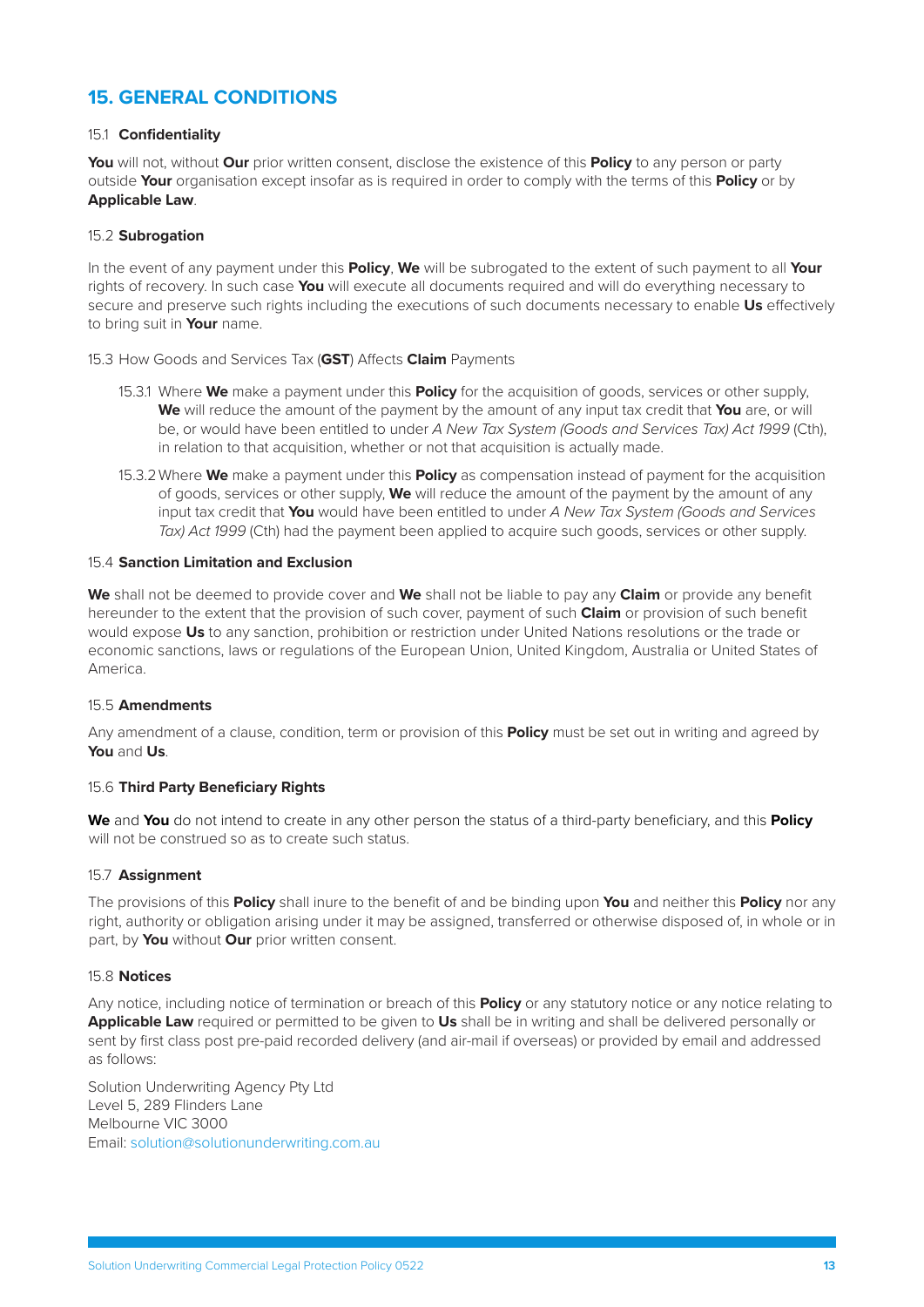## 15. GENERAL CONDITIONS

### 15.1 Confidentiality

**You** will not, without **Our** prior written consent, disclose the existence of this **Policy** to any person or party outside **Your** organisation except insofar as is required in order to comply with the terms of this **Policy** or by **Applicable Law**.

### 15.2 Subrogation

In the event of any payment under this **Policy**, **We** will be subrogated to the extent of such payment to all **Your** rights of recovery. In such case **You** will execute all documents required and will do everything necessary to secure and preserve such rights including the executions of such documents necessary to enable **Us** effectively to bring suit in **Your** name.

15.3 How Goods and Services Tax (**GST**) Affects **Claim** Payments

15.3.1 Where **We** make a payment under this **Policy** for the acquisition of goods, services or other supply, **We** will reduce the amount of the payment by the amount of any input tax credit that **You** are, or will be, or would have been entitled to under *A New Tax System (Goods and Services Tax) Act 1999* (Cth), in relation to that acquisition, whether or not that acquisition is actually made.

15.3.2 Where **We** make a payment under this **Policy** as compensation instead of payment for the acquisition of goods, services or other supply, **We** will reduce the amount of the payment by the amount of any input tax credit that **You** would have been entitled to under *A New Tax System (Goods and Services Tax) Act 1999* (Cth) had the payment been applied to acquire such goods, services or other supply.

### 15.4 Sanction Limitation and Exclusion

**We** shall not be deemed to provide cover and **We** shall not be liable to pay any **Claim** or provide any benefit hereunder to the extent that the provision of such cover, payment of such **Claim** or provision of such benefit would expose **Us** to any sanction, prohibition or restriction under United Nations resolutions or the trade or economic sanctions, laws or regulations of the European Union, United Kingdom, Australia or United States of America.

### 15.5 Amendments

Any amendment of a clause, condition, term or provision of this **Policy** must be set out in writing and agreed by **You** and **Us**.

### 15.6 Third Party Beneficiary Rights

**We** and **You** do not intend to create in any other person the status of a third-party beneficiary, and this **Policy** will not be construed so as to create such status.

### 15.7 Assignment

The provisions of this **Policy** shall inure to the benefit of and be binding upon **You** and neither this **Policy** nor any right, authority or obligation arising under it may be assigned, transferred or otherwise disposed of, in whole or in part, by **You** without **Our** prior written consent.

### 15.8 Notices

Any notice, including notice of termination or breach of this **Policy** or any statutory notice or any notice relating to **Applicable Law** required or permitted to be given to **Us** shall be in writing and shall be delivered personally or sent by first class post pre-paid recorded delivery (and air-mail if overseas) or provided by email and addressed as follows:

Solution Underwriting Agency Pty Ltd
Level 5, 289 Flinders Lane
Melbourne VIC 3000
Email: solution@solutionunderwriting.com.au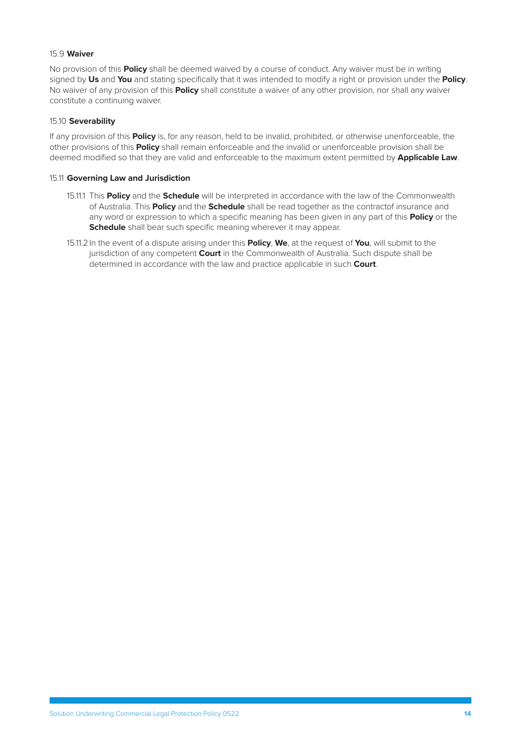### 15.9 **Waiver**

No provision of this **Policy** shall be deemed waived by a course of conduct. Any waiver must be in writing signed by **Us** and **You** and stating specifically that it was intended to modify a right or provision under the **Policy**. No waiver of any provision of this **Policy** shall constitute a waiver of any other provision, nor shall any waiver constitute a continuing waiver.

### 15.10 **Severability**

If any provision of this **Policy** is, for any reason, held to be invalid, prohibited, or otherwise unenforceable, the other provisions of this **Policy** shall remain enforceable and the invalid or unenforceable provision shall be deemed modified so that they are valid and enforceable to the maximum extent permitted by **Applicable Law**.

### 15.11 **Governing Law and Jurisdiction**

15.11.1 This **Policy** and the **Schedule** will be interpreted in accordance with the law of the Commonwealth of Australia. This **Policy** and the **Schedule** shall be read together as the contractof insurance and any word or expression to which a specific meaning has been given in any part of this **Policy** or the **Schedule** shall bear such specific meaning wherever it may appear.

15.11.2 In the event of a dispute arising under this **Policy**, **We**, at the request of **You**, will submit to the jurisdiction of any competent **Court** in the Commonwealth of Australia. Such dispute shall be determined in accordance with the law and practice applicable in such **Court**.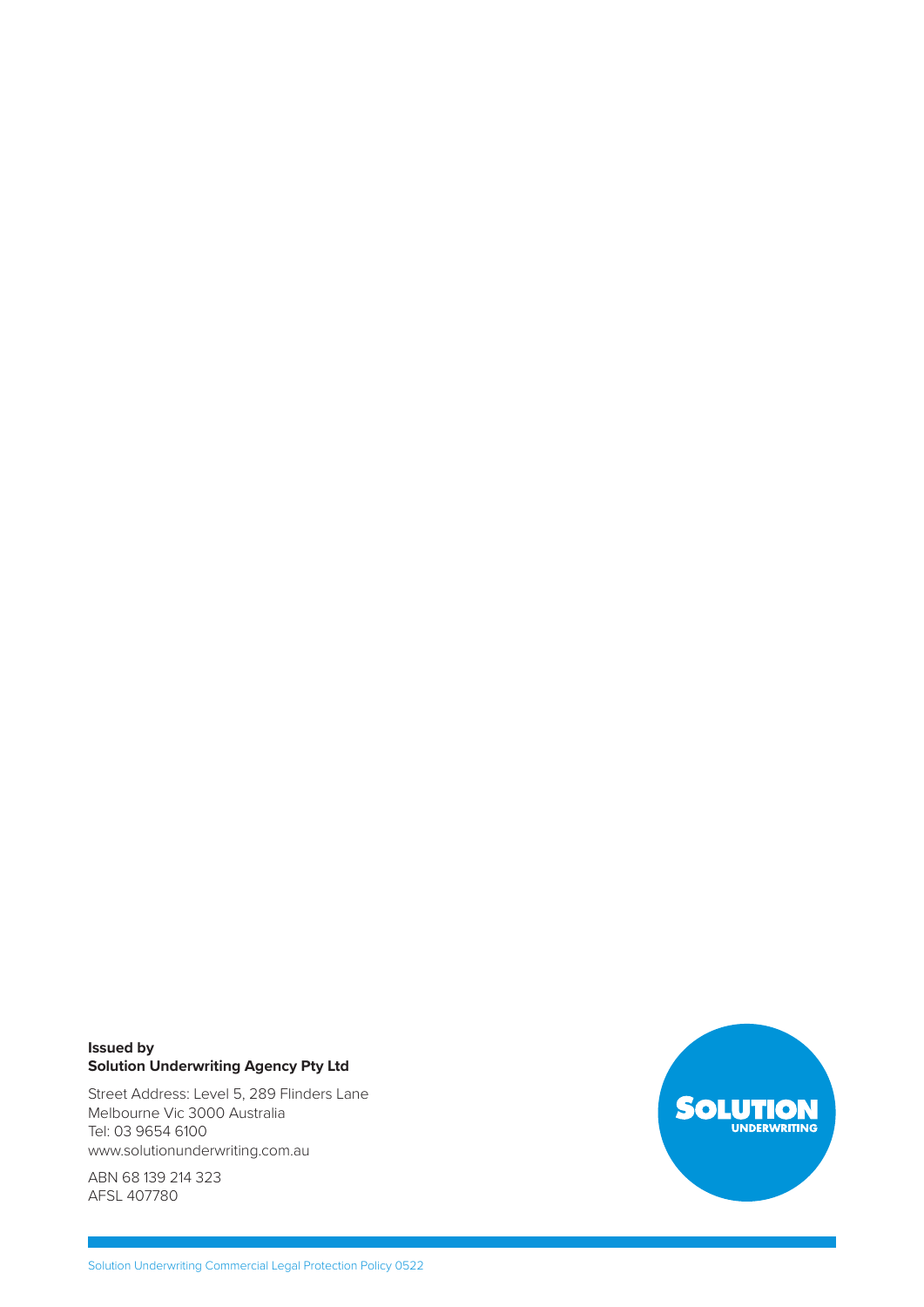**Issued by**
**Solution Underwriting Agency Pty Ltd**

Street Address: Level 5, 289 Flinders Lane
Melbourne Vic 3000 Australia
Tel: 03 9654 6100
www.solutionunderwriting.com.au

ABN 68 139 214 323
AFSL 407780

SOLUTION
UNDERWRITING